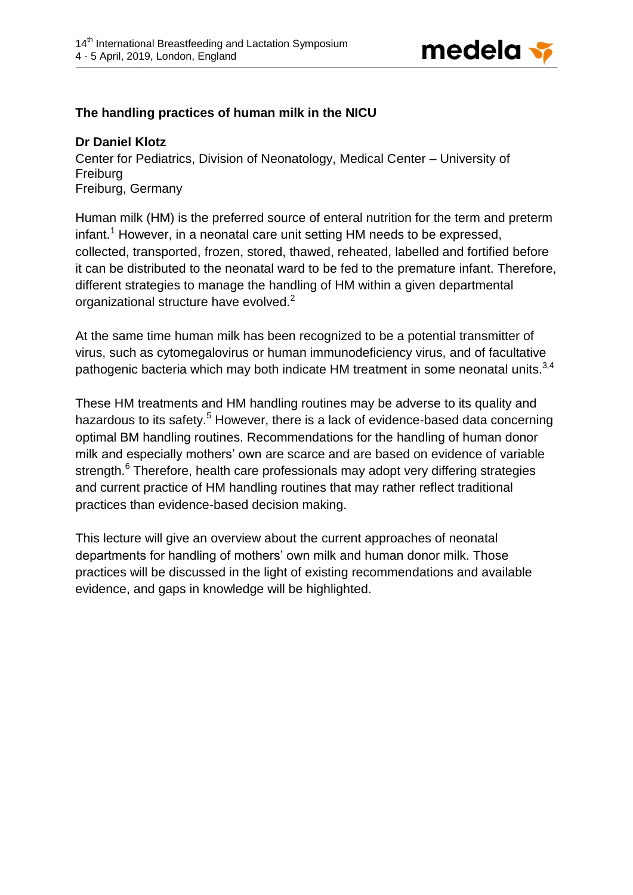## The handling practices of human milk in the NICU

**Dr Daniel Klotz**
Center for Pediatrics, Division of Neonatology, Medical Center – University of Freiburg
Freiburg, Germany

Human milk (HM) is the preferred source of enteral nutrition for the term and preterm infant.[1] However, in a neonatal care unit setting HM needs to be expressed, collected, transported, frozen, stored, thawed, reheated, labelled and fortified before it can be distributed to the neonatal ward to be fed to the premature infant. Therefore, different strategies to manage the handling of HM within a given departmental organizational structure have evolved.[2]

At the same time human milk has been recognized to be a potential transmitter of virus, such as cytomegalovirus or human immunodeficiency virus, and of facultative pathogenic bacteria which may both indicate HM treatment in some neonatal units.[3,4]

These HM treatments and HM handling routines may be adverse to its quality and hazardous to its safety.[5] However, there is a lack of evidence-based data concerning optimal BM handling routines. Recommendations for the handling of human donor milk and especially mothers' own are scarce and are based on evidence of variable strength.[6] Therefore, health care professionals may adopt very differing strategies and current practice of HM handling routines that may rather reflect traditional practices than evidence-based decision making.

This lecture will give an overview about the current approaches of neonatal departments for handling of mothers' own milk and human donor milk. Those practices will be discussed in the light of existing recommendations and available evidence, and gaps in knowledge will be highlighted.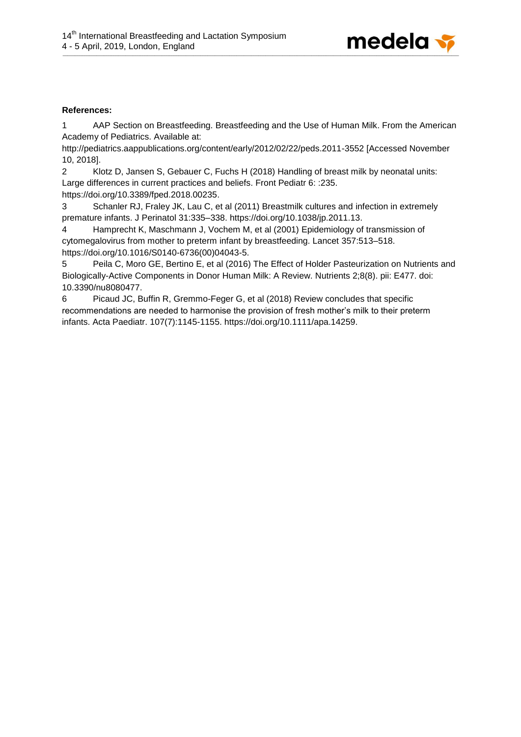**References:**

1 AAP Section on Breastfeeding. Breastfeeding and the Use of Human Milk. From the American Academy of Pediatrics. Available at: http://pediatrics.aappublications.org/content/early/2012/02/22/peds.2011-3552 [Accessed November 10, 2018].

2 Klotz D, Jansen S, Gebauer C, Fuchs H (2018) Handling of breast milk by neonatal units: Large differences in current practices and beliefs. Front Pediatr 6: :235. https://doi.org/10.3389/fped.2018.00235.

3 Schanler RJ, Fraley JK, Lau C, et al (2011) Breastmilk cultures and infection in extremely premature infants. J Perinatol 31:335–338. https://doi.org/10.1038/jp.2011.13.

4 Hamprecht K, Maschmann J, Vochem M, et al (2001) Epidemiology of transmission of cytomegalovirus from mother to preterm infant by breastfeeding. Lancet 357:513–518. https://doi.org/10.1016/S0140-6736(00)04043-5.

5 Peila C, Moro GE, Bertino E, et al (2016) The Effect of Holder Pasteurization on Nutrients and Biologically-Active Components in Donor Human Milk: A Review. Nutrients 2;8(8). pii: E477. doi: 10.3390/nu8080477.

6 Picaud JC, Buffin R, Gremmo-Feger G, et al (2018) Review concludes that specific recommendations are needed to harmonise the provision of fresh mother's milk to their preterm infants. Acta Paediatr. 107(7):1145-1155. https://doi.org/10.1111/apa.14259.